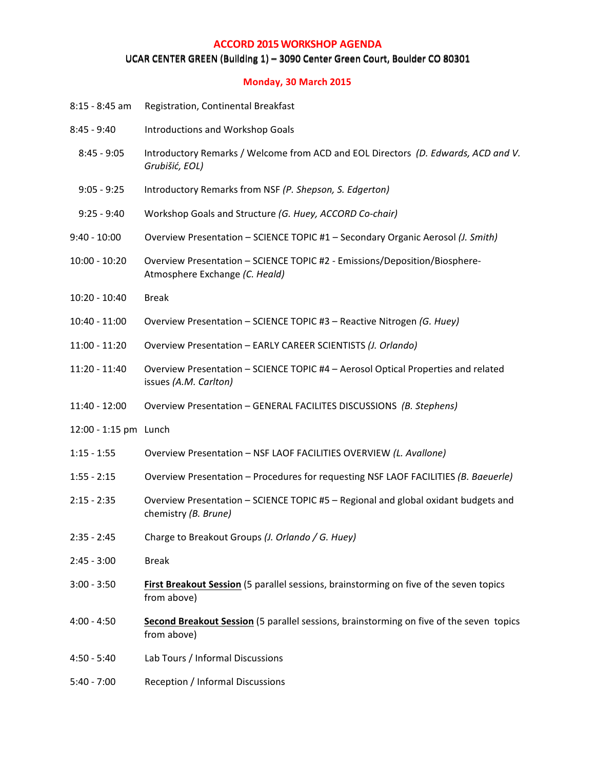# ACCORD 2015 WORKSHOP AGENDA

## UCAR CENTER GREEN (Building 1) – 3090 Center Green Court, Boulder CO 80301

### Monday, 30 March 2015

| | |
|---|---|
| 8:15 - 8:45 am | Registration, Continental Breakfast |
| 8:45 - 9:40 | Introductions and Workshop Goals |
| 8:45 - 9:05 | Introductory Remarks / Welcome from ACD and EOL Directors *(D. Edwards, ACD and V. Grubišić, EOL)* |
| 9:05 - 9:25 | Introductory Remarks from NSF *(P. Shepson, S. Edgerton)* |
| 9:25 - 9:40 | Workshop Goals and Structure *(G. Huey, ACCORD Co-chair)* |
| 9:40 - 10:00 | Overview Presentation – SCIENCE TOPIC #1 – Secondary Organic Aerosol *(J. Smith)* |
| 10:00 - 10:20 | Overview Presentation – SCIENCE TOPIC #2 - Emissions/Deposition/Biosphere-Atmosphere Exchange *(C. Heald)* |
| 10:20 - 10:40 | Break |
| 10:40 - 11:00 | Overview Presentation – SCIENCE TOPIC #3 – Reactive Nitrogen *(G. Huey)* |
| 11:00 - 11:20 | Overview Presentation – EARLY CAREER SCIENTISTS *(J. Orlando)* |
| 11:20 - 11:40 | Overview Presentation – SCIENCE TOPIC #4 – Aerosol Optical Properties and related issues *(A.M. Carlton)* |
| 11:40 - 12:00 | Overview Presentation – GENERAL FACILITES DISCUSSIONS *(B. Stephens)* |
| 12:00 - 1:15 pm | Lunch |
| 1:15 - 1:55 | Overview Presentation – NSF LAOF FACILITIES OVERVIEW *(L. Avallone)* |
| 1:55 - 2:15 | Overview Presentation – Procedures for requesting NSF LAOF FACILITIES *(B. Baeuerle)* |
| 2:15 - 2:35 | Overview Presentation – SCIENCE TOPIC #5 – Regional and global oxidant budgets and chemistry *(B. Brune)* |
| 2:35 - 2:45 | Charge to Breakout Groups *(J. Orlando / G. Huey)* |
| 2:45 - 3:00 | Break |
| 3:00 - 3:50 | **First Breakout Session** (5 parallel sessions, brainstorming on five of the seven topics from above) |
| 4:00 - 4:50 | **Second Breakout Session** (5 parallel sessions, brainstorming on five of the seven topics from above) |
| 4:50 - 5:40 | Lab Tours / Informal Discussions |
| 5:40 - 7:00 | Reception / Informal Discussions |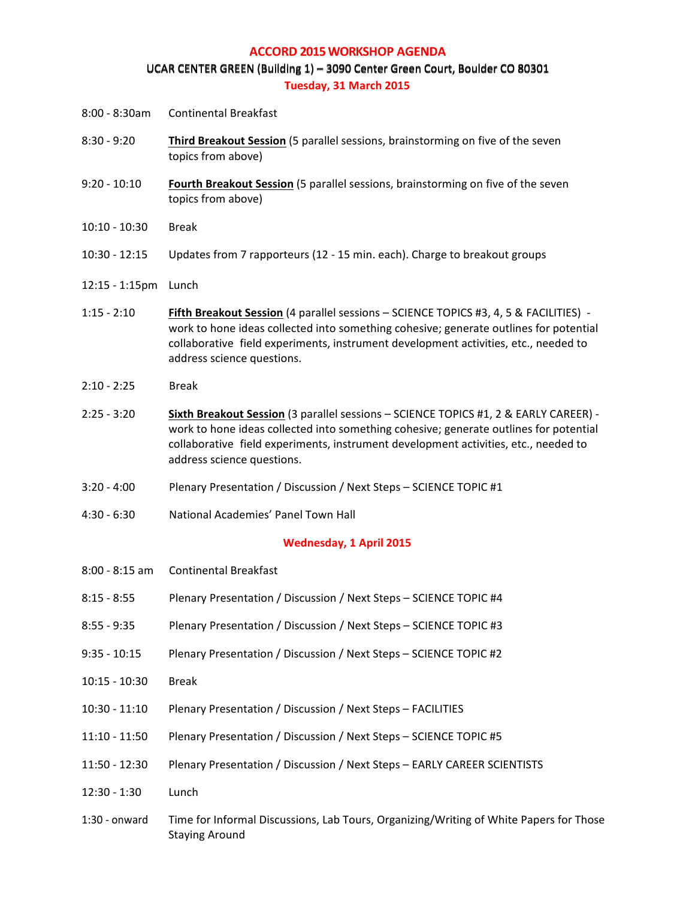# ACCORD 2015 WORKSHOP AGENDA

## UCAR CENTER GREEN (Building 1) – 3090 Center Green Court, Boulder CO 80301

### Tuesday, 31 March 2015

| | |
|---|---|
| 8:00 - 8:30am | Continental Breakfast |
| 8:30 - 9:20 | **Third Breakout Session** (5 parallel sessions, brainstorming on five of the seven topics from above) |
| 9:20 - 10:10 | **Fourth Breakout Session** (5 parallel sessions, brainstorming on five of the seven topics from above) |
| 10:10 - 10:30 | Break |
| 10:30 - 12:15 | Updates from 7 rapporteurs (12 - 15 min. each). Charge to breakout groups |
| 12:15 - 1:15pm | Lunch |
| 1:15 - 2:10 | **Fifth Breakout Session** (4 parallel sessions – SCIENCE TOPICS #3, 4, 5 & FACILITIES) - work to hone ideas collected into something cohesive; generate outlines for potential collaborative field experiments, instrument development activities, etc., needed to address science questions. |
| 2:10 - 2:25 | Break |
| 2:25 - 3:20 | **Sixth Breakout Session** (3 parallel sessions – SCIENCE TOPICS #1, 2 & EARLY CAREER) - work to hone ideas collected into something cohesive; generate outlines for potential collaborative field experiments, instrument development activities, etc., needed to address science questions. |
| 3:20 - 4:00 | Plenary Presentation / Discussion / Next Steps – SCIENCE TOPIC #1 |
| 4:30 - 6:30 | National Academies' Panel Town Hall |

### Wednesday, 1 April 2015

| | |
|---|---|
| 8:00 - 8:15 am | Continental Breakfast |
| 8:15 - 8:55 | Plenary Presentation / Discussion / Next Steps – SCIENCE TOPIC #4 |
| 8:55 - 9:35 | Plenary Presentation / Discussion / Next Steps – SCIENCE TOPIC #3 |
| 9:35 - 10:15 | Plenary Presentation / Discussion / Next Steps – SCIENCE TOPIC #2 |
| 10:15 - 10:30 | Break |
| 10:30 - 11:10 | Plenary Presentation / Discussion / Next Steps – FACILITIES |
| 11:10 - 11:50 | Plenary Presentation / Discussion / Next Steps – SCIENCE TOPIC #5 |
| 11:50 - 12:30 | Plenary Presentation / Discussion / Next Steps – EARLY CAREER SCIENTISTS |
| 12:30 - 1:30 | Lunch |
| 1:30 - onward | Time for Informal Discussions, Lab Tours, Organizing/Writing of White Papers for Those Staying Around |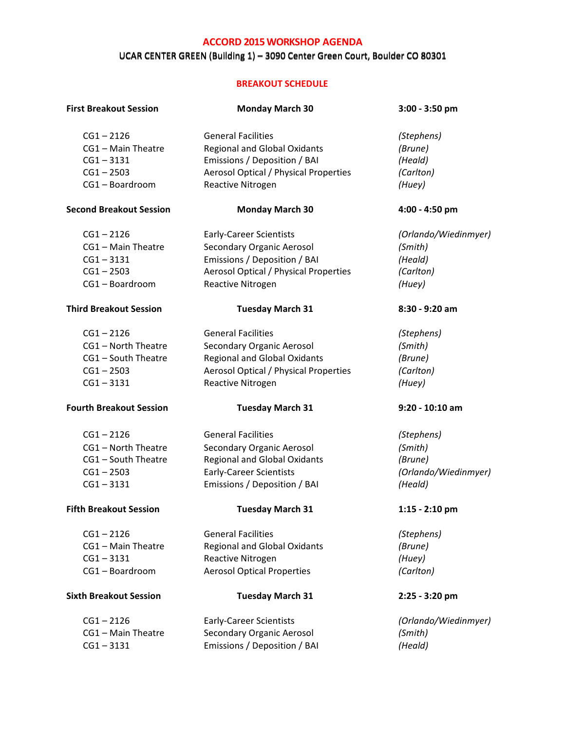# ACCORD 2015 WORKSHOP AGENDA

UCAR CENTER GREEN (Building 1) – 3090 Center Green Court, Boulder CO 80301

## BREAKOUT SCHEDULE

| First Breakout Session | Monday March 30 | 3:00 - 3:50 pm |
|---|---|---|
| CG1 – 2126 | General Facilities | *(Stephens)* |
| CG1 – Main Theatre | Regional and Global Oxidants | *(Brune)* |
| CG1 – 3131 | Emissions / Deposition / BAI | *(Heald)* |
| CG1 – 2503 | Aerosol Optical / Physical Properties | *(Carlton)* |
| CG1 – Boardroom | Reactive Nitrogen | *(Huey)* |

| Second Breakout Session | Monday March 30 | 4:00 - 4:50 pm |
|---|---|---|
| CG1 – 2126 | Early-Career Scientists | *(Orlando/Wiedinmyer)* |
| CG1 – Main Theatre | Secondary Organic Aerosol | *(Smith)* |
| CG1 – 3131 | Emissions / Deposition / BAI | *(Heald)* |
| CG1 – 2503 | Aerosol Optical / Physical Properties | *(Carlton)* |
| CG1 – Boardroom | Reactive Nitrogen | *(Huey)* |

| Third Breakout Session | Tuesday March 31 | 8:30 - 9:20 am |
|---|---|---|
| CG1 – 2126 | General Facilities | *(Stephens)* |
| CG1 – North Theatre | Secondary Organic Aerosol | *(Smith)* |
| CG1 – South Theatre | Regional and Global Oxidants | *(Brune)* |
| CG1 – 2503 | Aerosol Optical / Physical Properties | *(Carlton)* |
| CG1 – 3131 | Reactive Nitrogen | *(Huey)* |

| Fourth Breakout Session | Tuesday March 31 | 9:20 - 10:10 am |
|---|---|---|
| CG1 – 2126 | General Facilities | *(Stephens)* |
| CG1 – North Theatre | Secondary Organic Aerosol | *(Smith)* |
| CG1 – South Theatre | Regional and Global Oxidants | *(Brune)* |
| CG1 – 2503 | Early-Career Scientists | *(Orlando/Wiedinmyer)* |
| CG1 – 3131 | Emissions / Deposition / BAI | *(Heald)* |

| Fifth Breakout Session | Tuesday March 31 | 1:15 - 2:10 pm |
|---|---|---|
| CG1 – 2126 | General Facilities | *(Stephens)* |
| CG1 – Main Theatre | Regional and Global Oxidants | *(Brune)* |
| CG1 – 3131 | Reactive Nitrogen | *(Huey)* |
| CG1 – Boardroom | Aerosol Optical Properties | *(Carlton)* |

| Sixth Breakout Session | Tuesday March 31 | 2:25 - 3:20 pm |
|---|---|---|
| CG1 – 2126 | Early-Career Scientists | *(Orlando/Wiedinmyer)* |
| CG1 – Main Theatre | Secondary Organic Aerosol | *(Smith)* |
| CG1 – 3131 | Emissions / Deposition / BAI | *(Heald)* |